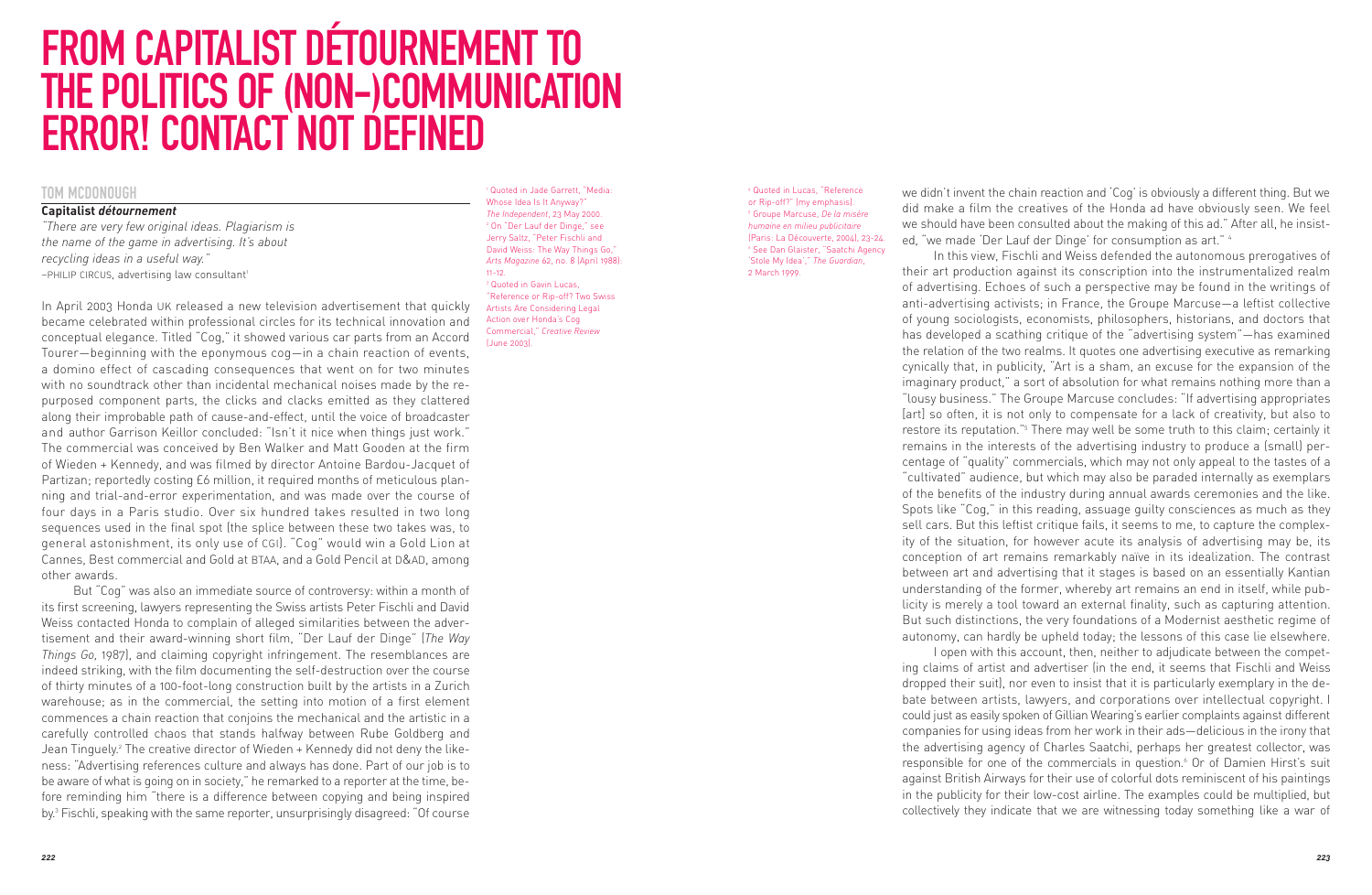# FROM CAPITALIST DÉTOURNEMENT TO THE POLITICS OF (NON-)COMMUNICATION ERROR! CONTACT NOT DEFINED

## TOM MCDONOUGH

### Capitalist *détournement*

*"There are very few original ideas. Plagiarism is the name of the game in advertising. It's about recycling ideas in a useful way."*
–PHILIP CIRCUS, advertising law consultant[1]

In April 2003 Honda UK released a new television advertisement that quickly became celebrated within professional circles for its technical innovation and conceptual elegance. Titled "Cog," it showed various car parts from an Accord Tourer—beginning with the eponymous cog—in a chain reaction of events, a domino effect of cascading consequences that went on for two minutes with no soundtrack other than incidental mechanical noises made by the repurposed component parts, the clicks and clacks emitted as they clattered along their improbable path of cause-and-effect, until the voice of broadcaster and author Garrison Keillor concluded: "Isn't it nice when things just work." The commercial was conceived by Ben Walker and Matt Gooden at the firm of Wieden + Kennedy, and was filmed by director Antoine Bardou-Jacquet of Partizan; reportedly costing £6 million, it required months of meticulous planning and trial-and-error experimentation, and was made over the course of four days in a Paris studio. Over six hundred takes resulted in two long sequences used in the final spot (the splice between these two takes was, to general astonishment, its only use of CGI). "Cog" would win a Gold Lion at Cannes, Best commercial and Gold at BTAA, and a Gold Pencil at D&AD, among other awards.

But "Cog" was also an immediate source of controversy: within a month of its first screening, lawyers representing the Swiss artists Peter Fischli and David Weiss contacted Honda to complain of alleged similarities between the advertisement and their award-winning short film, "Der Lauf der Dinge" (*The Way Things Go*, 1987), and claiming copyright infringement. The resemblances are indeed striking, with the film documenting the self-destruction over the course of thirty minutes of a 100-foot-long construction built by the artists in a Zurich warehouse; as in the commercial, the setting into motion of a first element commences a chain reaction that conjoins the mechanical and the artistic in a carefully controlled chaos that stands halfway between Rube Goldberg and Jean Tinguely.[2] The creative director of Wieden + Kennedy did not deny the likeness: "Advertising references culture and always has done. Part of our job is to be aware of what is going on in society," he remarked to a reporter at the time, before reminding him "there is a difference between copying and being inspired by.[3] Fischli, speaking with the same reporter, unsurprisingly disagreed: "Of course we didn't invent the chain reaction and 'Cog' is obviously a different thing. But we did make a film the creatives of the Honda ad have obviously seen. We feel we should have been consulted about the making of this ad." After all, he insisted, "we made 'Der Lauf der Dinge' for consumption as art." [4]

In this view, Fischli and Weiss defended the autonomous prerogatives of their art production against its conscription into the instrumentalized realm of advertising. Echoes of such a perspective may be found in the writings of anti-advertising activists; in France, the Groupe Marcuse—a leftist collective of young sociologists, economists, philosophers, historians, and doctors that has developed a scathing critique of the "advertising system"—has examined the relation of the two realms. It quotes one advertising executive as remarking cynically that, in publicity, "Art is a sham, an excuse for the expansion of the imaginary product," a sort of absolution for what remains nothing more than a "lousy business." The Groupe Marcuse concludes: "If advertising appropriates [art] so often, it is not only to compensate for a lack of creativity, but also to restore its reputation."[5] There may well be some truth to this claim; certainly it remains in the interests of the advertising industry to produce a (small) percentage of "quality" commercials, which may not only appeal to the tastes of a "cultivated" audience, but which may also be paraded internally as exemplars of the benefits of the industry during annual awards ceremonies and the like. Spots like "Cog," in this reading, assuage guilty consciences as much as they sell cars. But this leftist critique fails, it seems to me, to capture the complexity of the situation, for however acute its analysis of advertising may be, its conception of art remains remarkably naïve in its idealization. The contrast between art and advertising that it stages is based on an essentially Kantian understanding of the former, whereby art remains an end in itself, while publicity is merely a tool toward an external finality, such as capturing attention. But such distinctions, the very foundations of a Modernist aesthetic regime of autonomy, can hardly be upheld today; the lessons of this case lie elsewhere.

I open with this account, then, neither to adjudicate between the competing claims of artist and advertiser (in the end, it seems that Fischli and Weiss dropped their suit), nor even to insist that it is particularly exemplary in the debate between artists, lawyers, and corporations over intellectual copyright. I could just as easily spoken of Gillian Wearing's earlier complaints against different companies for using ideas from her work in their ads—delicious in the irony that the advertising agency of Charles Saatchi, perhaps her greatest collector, was responsible for one of the commercials in question.[6] Or of Damien Hirst's suit against British Airways for their use of colorful dots reminiscent of his paintings in the publicity for their low-cost airline. The examples could be multiplied, but collectively they indicate that we are witnessing today something like a war of

---

[1] Quoted in Jade Garrett, "Media: Whose Idea Is It Anyway?" *The Independent*, 23 May 2000.
[2] On "Der Lauf der Dinge," see Jerry Saltz, "Peter Fischli and David Weiss: The Way Things Go," *Arts Magazine* 62, no. 8 (April 1988): 11–12.
[3] Quoted in Gavin Lucas, "Reference or Rip-off? Two Swiss Artists Are Considering Legal Action over Honda's Cog Commercial," *Creative Review* (June 2003).
[4] Quoted in Lucas, "Reference or Rip-off?" (my emphasis).
[5] Groupe Marcuse, *De la misère humaine en milieu publicitaire* (Paris: La Découverte, 2004), 23–24.
[6] See Dan Glaister, "Saatchi Agency 'Stole My Idea'," *The Guardian*, 2 March 1999.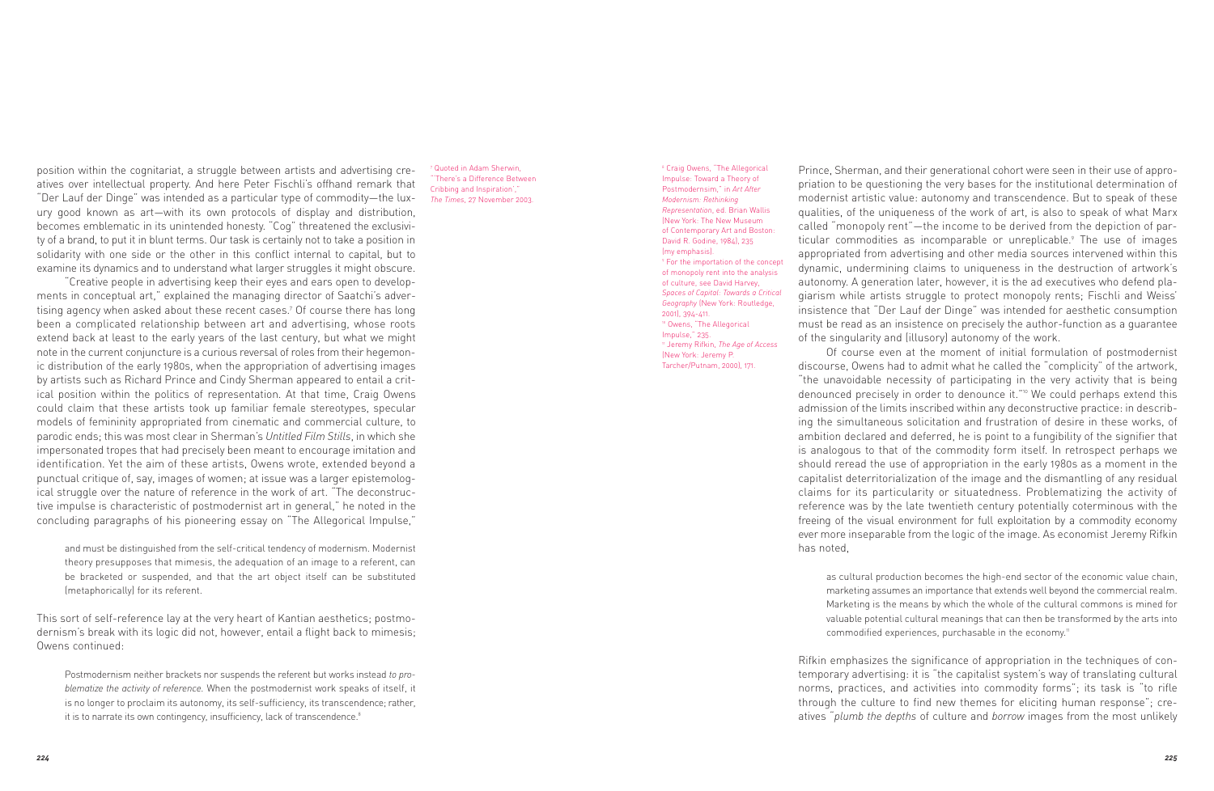position within the cognitariat, a struggle between artists and advertising creatives over intellectual property. And here Peter Fischli's offhand remark that "Der Lauf der Dinge" was intended as a particular type of commodity—the luxury good known as art—with its own protocols of display and distribution, becomes emblematic in its unintended honesty. "Cog" threatened the exclusivity of a brand, to put it in blunt terms. Our task is certainly not to take a position in solidarity with one side or the other in this conflict internal to capital, but to examine its dynamics and to understand what larger struggles it might obscure.

"Creative people in advertising keep their eyes and ears open to developments in conceptual art," explained the managing director of Saatchi's advertising agency when asked about these recent cases.[7] Of course there has long been a complicated relationship between art and advertising, whose roots extend back at least to the early years of the last century, but what we might note in the current conjuncture is a curious reversal of roles from their hegemonic distribution of the early 1980s, when the appropriation of advertising images by artists such as Richard Prince and Cindy Sherman appeared to entail a critical position within the politics of representation. At that time, Craig Owens could claim that these artists took up familiar female stereotypes, specular models of femininity appropriated from cinematic and commercial culture, to parodic ends; this was most clear in Sherman's *Untitled Film Stills*, in which she impersonated tropes that had precisely been meant to encourage imitation and identification. Yet the aim of these artists, Owens wrote, extended beyond a punctual critique of, say, images of women; at issue was a larger epistemological struggle over the nature of reference in the work of art. "The deconstructive impulse is characteristic of postmodernist art in general," he noted in the concluding paragraphs of his pioneering essay on "The Allegorical Impulse,"

> and must be distinguished from the self-critical tendency of modernism. Modernist theory presupposes that mimesis, the adequation of an image to a referent, can be bracketed or suspended, and that the art object itself can be substituted (metaphorically) for its referent.

This sort of self-reference lay at the very heart of Kantian aesthetics; postmodernism's break with its logic did not, however, entail a flight back to mimesis; Owens continued:

> Postmodernism neither brackets nor suspends the referent but works instead *to problematize the activity of reference.* When the postmodernist work speaks of itself, it is no longer to proclaim its autonomy, its self-sufficiency, its transcendence; rather, it is to narrate its own contingency, insufficiency, lack of transcendence.[8]

Prince, Sherman, and their generational cohort were seen in their use of appropriation to be questioning the very bases for the institutional determination of modernist artistic value: autonomy and transcendence. But to speak of these qualities, of the uniqueness of the work of art, is also to speak of what Marx called "monopoly rent"—the income to be derived from the depiction of particular commodities as incomparable or unreplicable.[9] The use of images appropriated from advertising and other media sources intervened within this dynamic, undermining claims to uniqueness in the destruction of artwork's autonomy. A generation later, however, it is the ad executives who defend plagiarism while artists struggle to protect monopoly rents; Fischli and Weiss' insistence that "Der Lauf der Dinge" was intended for aesthetic consumption must be read as an insistence on precisely the author-function as a guarantee of the singularity and (illusory) autonomy of the work.

Of course even at the moment of initial formulation of postmodernist discourse, Owens had to admit what he called the "complicity" of the artwork, "the unavoidable necessity of participating in the very activity that is being denounced precisely in order to denounce it."[10] We could perhaps extend this admission of the limits inscribed within any deconstructive practice: in describing the simultaneous solicitation and frustration of desire in these works, of ambition declared and deferred, he is point to a fungibility of the signifier that is analogous to that of the commodity form itself. In retrospect perhaps we should reread the use of appropriation in the early 1980s as a moment in the capitalist deterritorialization of the image and the dismantling of any residual claims for its particularity or situatedness. Problematizing the activity of reference was by the late twentieth century potentially coterminous with the freeing of the visual environment for full exploitation by a commodity economy ever more inseparable from the logic of the image. As economist Jeremy Rifkin has noted,

> as cultural production becomes the high-end sector of the economic value chain, marketing assumes an importance that extends well beyond the commercial realm. Marketing is the means by which the whole of the cultural commons is mined for valuable potential cultural meanings that can then be transformed by the arts into commodified experiences, purchasable in the economy.[11]

Rifkin emphasizes the significance of appropriation in the techniques of contemporary advertising: it is "the capitalist system's way of translating cultural norms, practices, and activities into commodity forms"; its task is "to rifle through the culture to find new themes for eliciting human response"; creatives "*plumb the depths* of culture and *borrow* images from the most unlikely

---

[7] Quoted in Adam Sherwin, "'There's a Difference Between Cribbing and Inspiration'," *The Times*, 27 November 2003.

[8] Craig Owens, "The Allegorical Impulse: Toward a Theory of Postmodernsim," in *Art After Modernism: Rethinking Representation*, ed. Brian Wallis (New York: The New Museum of Contemporary Art and Boston: David R. Godine, 1984), 235 (my emphasis).

[9] For the importation of the concept of monopoly rent into the analysis of culture, see David Harvey, *Spaces of Capital: Towards a Critical Geography* (New York: Routledge, 2001), 394-411.

[10] Owens, "The Allegorical Impulse," 235.

[11] Jeremy Rifkin, *The Age of Access* (New York: Jeremy P. Tarcher/Putnam, 2000), 171.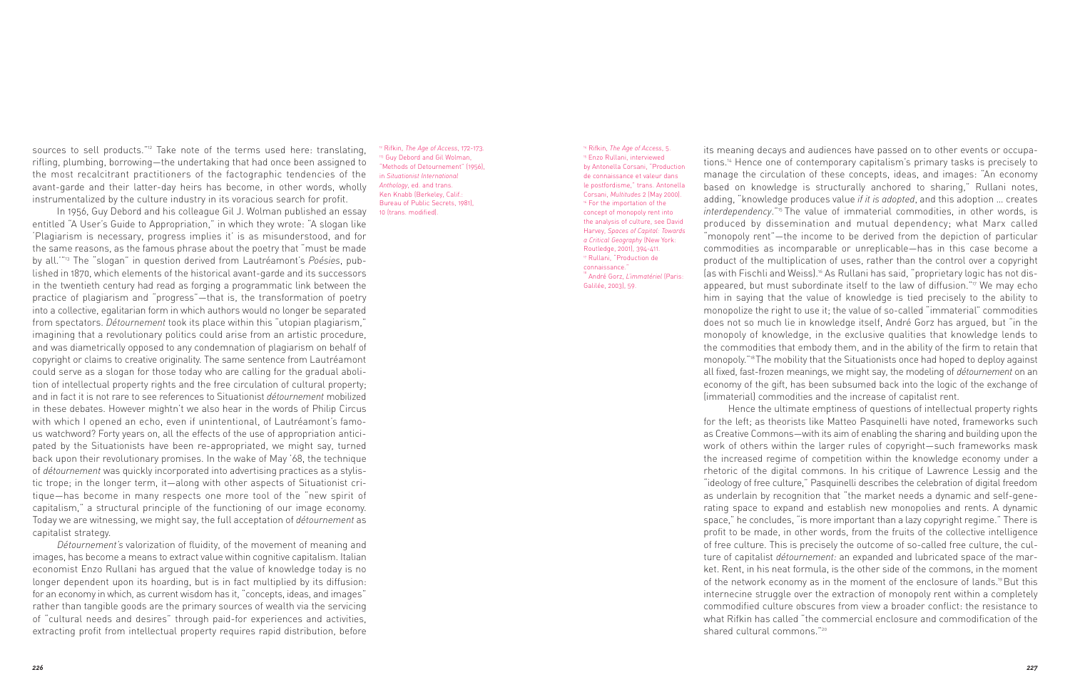sources to sell products."[12] Take note of the terms used here: translating, rifling, plumbing, borrowing—the undertaking that had once been assigned to the most recalcitrant practitioners of the factographic tendencies of the avant-garde and their latter-day heirs has become, in other words, wholly instrumentalized by the culture industry in its voracious search for profit.

In 1956, Guy Debord and his colleague Gil J. Wolman published an essay entitled "A User's Guide to Appropriation," in which they wrote: "A slogan like 'Plagiarism is necessary, progress implies it' is as misunderstood, and for the same reasons, as the famous phrase about the poetry that "must be made by all.'"[13] The "slogan" in question derived from Lautréamont's *Poésies*, published in 1870, which elements of the historical avant-garde and its successors in the twentieth century had read as forging a programmatic link between the practice of plagiarism and "progress"—that is, the transformation of poetry into a collective, egalitarian form in which authors would no longer be separated from spectators. *Détournement* took its place within this "utopian plagiarism," imagining that a revolutionary politics could arise from an artistic procedure, and was diametrically opposed to any condemnation of plagiarism on behalf of copyright or claims to creative originality. The same sentence from Lautréamont could serve as a slogan for those today who are calling for the gradual abolition of intellectual property rights and the free circulation of cultural property; and in fact it is not rare to see references to Situationist *détournement* mobilized in these debates. However mightn't we also hear in the words of Philip Circus with which I opened an echo, even if unintentional, of Lautréamont's famous watchword? Forty years on, all the effects of the use of appropriation anticipated by the Situationists have been re-appropriated, we might say, turned back upon their revolutionary promises. In the wake of May '68, the technique of *détournement* was quickly incorporated into advertising practices as a stylistic trope; in the longer term, it—along with other aspects of Situationist critique—has become in many respects one more tool of the "new spirit of capitalism," a structural principle of the functioning of our image economy. Today we are witnessing, we might say, the full acceptation of *détournement* as capitalist strategy.

*Détournement's* valorization of fluidity, of the movement of meaning and images, has become a means to extract value within cognitive capitalism. Italian economist Enzo Rullani has argued that the value of knowledge today is no longer dependent upon its hoarding, but is in fact multiplied by its diffusion: for an economy in which, as current wisdom has it, "concepts, ideas, and images" rather than tangible goods are the primary sources of wealth via the servicing of "cultural needs and desires" through paid-for experiences and activities, extracting profit from intellectual property requires rapid distribution, before its meaning decays and audiences have passed on to other events or occupations.[14] Hence one of contemporary capitalism's primary tasks is precisely to manage the circulation of these concepts, ideas, and images: "An economy based on knowledge is structurally anchored to sharing," Rullani notes, adding, "knowledge produces value *if it is adopted*, and this adoption … creates *interdependency*."[15] The value of immaterial commodities, in other words, is produced by dissemination and mutual dependency; what Marx called "monopoly rent"—the income to be derived from the depiction of particular commodities as incomparable or unreplicable—has in this case become a product of the multiplication of uses, rather than the control over a copyright (as with Fischli and Weiss).[16] As Rullani has said, "proprietary logic has not disappeared, but must subordinate itself to the law of diffusion."[17] We may echo him in saying that the value of knowledge is tied precisely to the ability to monopolize the right to use it; the value of so-called "immaterial" commodities does not so much lie in knowledge itself, André Gorz has argued, but "in the monopoly of knowledge, in the exclusive qualities that knowledge lends to the commodities that embody them, and in the ability of the firm to retain that monopoly."[18] The mobility that the Situationists once had hoped to deploy against all fixed, fast-frozen meanings, we might say, the modeling of *détournement* on an economy of the gift, has been subsumed back into the logic of the exchange of (immaterial) commodities and the increase of capitalist rent.

Hence the ultimate emptiness of questions of intellectual property rights for the left; as theorists like Matteo Pasquinelli have noted, frameworks such as Creative Commons—with its aim of enabling the sharing and building upon the work of others within the larger rules of copyright—such frameworks mask the increased regime of competition within the knowledge economy under a rhetoric of the digital commons. In his critique of Lawrence Lessig and the "ideology of free culture," Pasquinelli describes the celebration of digital freedom as underlain by recognition that "the market needs a dynamic and self-generating space to expand and establish new monopolies and rents. A dynamic space," he concludes, "is more important than a lazy copyright regime." There is profit to be made, in other words, from the fruits of the collective intelligence of free culture. This is precisely the outcome of so-called free culture, the culture of capitalist *détournement:* an expanded and lubricated space of the market. Rent, in his neat formula, is the other side of the commons, in the moment of the network economy as in the moment of the enclosure of lands.[19] But this internecine struggle over the extraction of monopoly rent within a completely commodified culture obscures from view a broader conflict: the resistance to what Rifkin has called "the commercial enclosure and commodification of the shared cultural commons."[20]

[12] Rifkin, *The Age of Access*, 172-173.
[13] Guy Debord and Gil Wolman, "Methods of Detournement" (1956), in *Situationist International Anthology*, ed. and trans. Ken Knabb (Berkeley, Calif.: Bureau of Public Secrets, 1981), 10 (trans. modified).
[14] Rifkin, *The Age of Access*, 5.
[15] Enzo Rullani, interviewed by Antonella Corsani, "Production de connaissance et valeur dans le postfordisme," trans. Antonella Corsani, *Multitudes* 2 (May 2000).
[16] For the importation of the concept of monopoly rent into the analysis of culture, see David Harvey, *Spaces of Capital: Towards a Critical Geography* (New York: Routledge, 2001), 394-411.
[17] Rullani, "Production de connaissance."
[18] André Gorz, *L'immatériel* (Paris: Galilée, 2003), 59.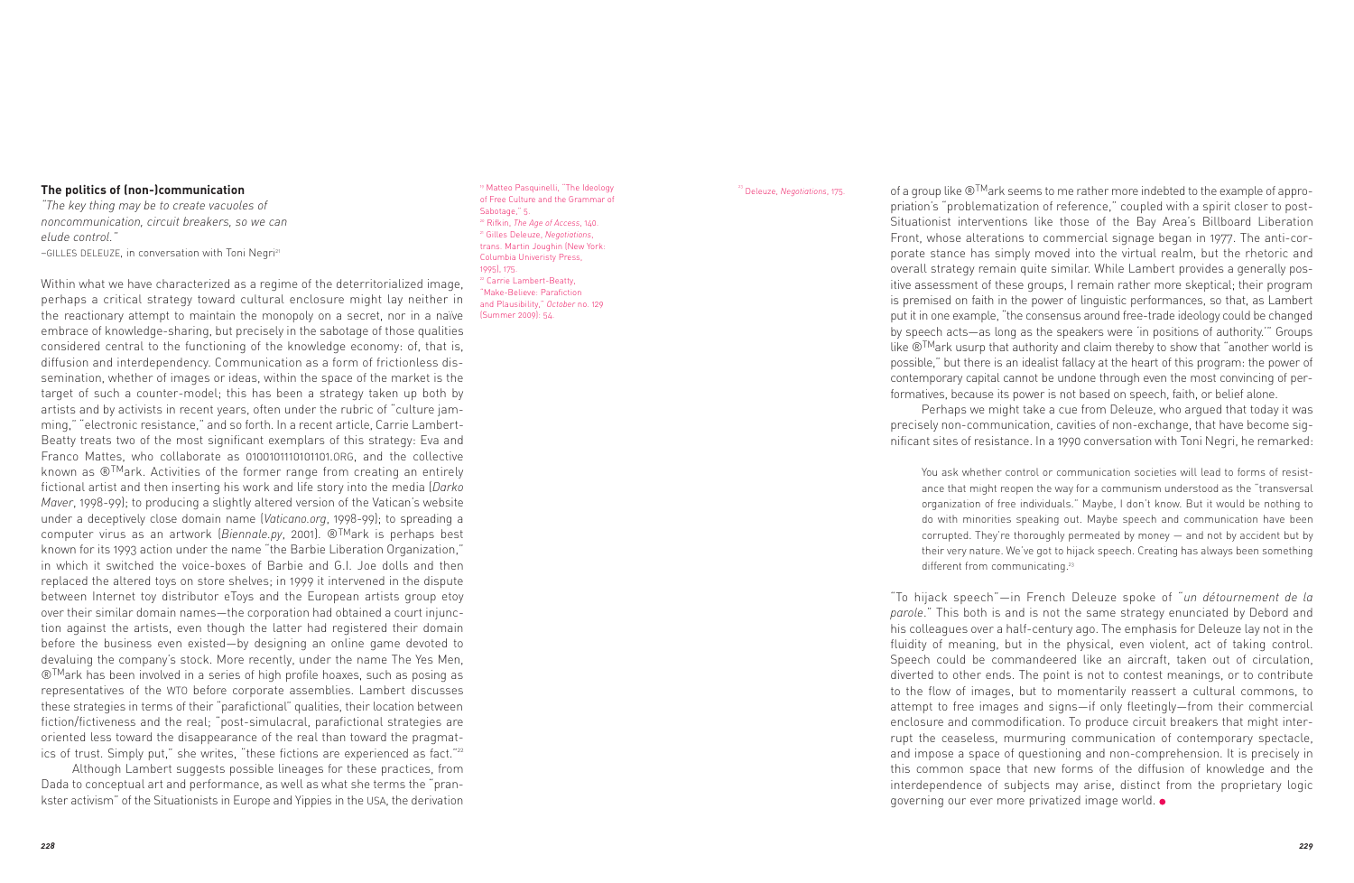## The politics of (non-)communication

*"The key thing may be to create vacuoles of noncommunication, circuit breakers, so we can elude control."*
–GILLES DELEUZE, in conversation with Toni Negri[21]

Within what we have characterized as a regime of the deterritorialized image, perhaps a critical strategy toward cultural enclosure might lay neither in the reactionary attempt to maintain the monopoly on a secret, nor in a naïve embrace of knowledge-sharing, but precisely in the sabotage of those qualities considered central to the functioning of the knowledge economy: of, that is, diffusion and interdependency. Communication as a form of frictionless dissemination, whether of images or ideas, within the space of the market is the target of such a counter-model; this has been a strategy taken up both by artists and by activists in recent years, often under the rubric of "culture jamming," "electronic resistance," and so forth. In a recent article, Carrie Lambert-Beatty treats two of the most significant exemplars of this strategy: Eva and Franco Mattes, who collaborate as 0100101110101101.ORG, and the collective known as ®TMark. Activities of the former range from creating an entirely fictional artist and then inserting his work and life story into the media (*Darko Maver*, 1998-99); to producing a slightly altered version of the Vatican's website under a deceptively close domain name (*Vaticano.org*, 1998-99); to spreading a computer virus as an artwork (*Biennale.py*, 2001). ®TMark is perhaps best known for its 1993 action under the name "the Barbie Liberation Organization," in which it switched the voice-boxes of Barbie and G.I. Joe dolls and then replaced the altered toys on store shelves; in 1999 it intervened in the dispute between Internet toy distributor eToys and the European artists group etoy over their similar domain names—the corporation had obtained a court injunction against the artists, even though the latter had registered their domain before the business even existed—by designing an online game devoted to devaluing the company's stock. More recently, under the name The Yes Men, ®TMark has been involved in a series of high profile hoaxes, such as posing as representatives of the WTO before corporate assemblies. Lambert discusses these strategies in terms of their "parafictional" qualities, their location between fiction/fictiveness and the real; "post-simulacral, parafictional strategies are oriented less toward the disappearance of the real than toward the pragmatics of trust. Simply put," she writes, "these fictions are experienced as fact."[22]

Although Lambert suggests possible lineages for these practices, from Dada to conceptual art and performance, as well as what she terms the "prankster activism" of the Situationists in Europe and Yippies in the USA, the derivation of a group like ®TMark seems to me rather more indebted to the example of appropriation's "problematization of reference," coupled with a spirit closer to post-Situationist interventions like those of the Bay Area's Billboard Liberation Front, whose alterations to commercial signage began in 1977. The anti-corporate stance has simply moved into the virtual realm, but the rhetoric and overall strategy remain quite similar. While Lambert provides a generally positive assessment of these groups, I remain rather more skeptical; their program is premised on faith in the power of linguistic performances, so that, as Lambert put it in one example, "the consensus around free-trade ideology could be changed by speech acts—as long as the speakers were 'in positions of authority.'" Groups like ®TMark usurp that authority and claim thereby to show that "another world is possible," but there is an idealist fallacy at the heart of this program: the power of contemporary capital cannot be undone through even the most convincing of performatives, because its power is not based on speech, faith, or belief alone.

Perhaps we might take a cue from Deleuze, who argued that today it was precisely non-communication, cavities of non-exchange, that have become significant sites of resistance. In a 1990 conversation with Toni Negri, he remarked:

> You ask whether control or communication societies will lead to forms of resistance that might reopen the way for a communism understood as the "transversal organization of free individuals." Maybe, I don't know. But it would be nothing to do with minorities speaking out. Maybe speech and communication have been corrupted. They're thoroughly permeated by money — and not by accident but by their very nature. We've got to hijack speech. Creating has always been something different from communicating.[23]

"To hijack speech"—in French Deleuze spoke of "*un détournement de la parole*." This both is and is not the same strategy enunciated by Debord and his colleagues over a half-century ago. The emphasis for Deleuze lay not in the fluidity of meaning, but in the physical, even violent, act of taking control. Speech could be commandeered like an aircraft, taken out of circulation, diverted to other ends. The point is not to contest meanings, or to contribute to the flow of images, but to momentarily reassert a cultural commons, to attempt to free images and signs—if only fleetingly—from their commercial enclosure and commodification. To produce circuit breakers that might interrupt the ceaseless, murmuring communication of contemporary spectacle, and impose a space of questioning and non-comprehension. It is precisely in this common space that new forms of the diffusion of knowledge and the interdependence of subjects may arise, distinct from the proprietary logic governing our ever more privatized image world. ●

---

[19] Matteo Pasquinelli, "The Ideology of Free Culture and the Grammar of Sabotage," 5.
[20] Rifkin, *The Age of Access*, 140.
[21] Gilles Deleuze, *Negotiations*, trans. Martin Joughin (New York: Columbia Univeristy Press, 1995), 175.
[22] Carrie Lambert-Beatty, "Make-Believe: Parafiction and Plausibility," *October* no. 129 (Summer 2009): 54.
[23] Deleuze, *Negotiations*, 175.